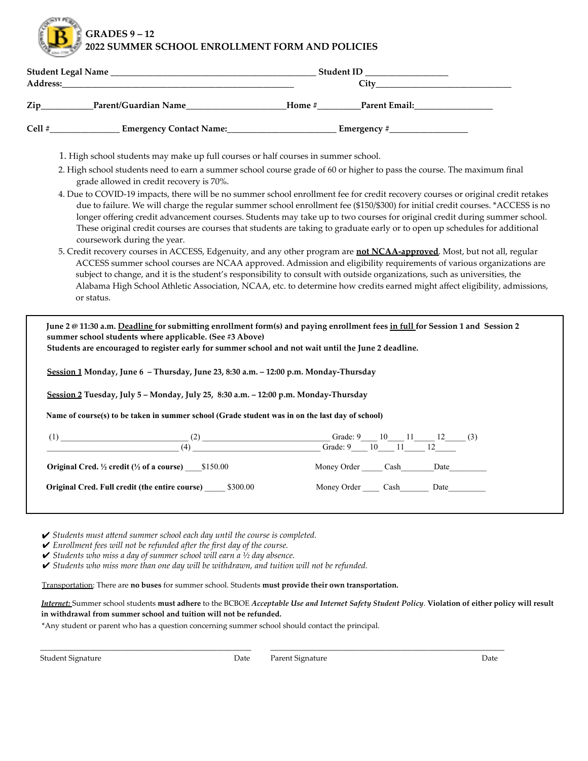# GRADES 9 – 12
# 2022 SUMMER SCHOOL ENROLLMENT FORM AND POLICIES

**Student Legal Name** _____________________________________________ **Student ID** __________________
**Address:**_____________________________________________________ **City**______________________________

**Zip**___________**Parent/Guardian Name**______________________**Home** #_________**Parent Email:**_________________

**Cell** #_______________ **Emergency Contact Name:**________________________ **Emergency** #_________________

1. High school students may make up full courses or half courses in summer school.
2. High school students need to earn a summer school course grade of 60 or higher to pass the course. The maximum final grade allowed in credit recovery is 70%.
4. Due to COVID-19 impacts, there will be no summer school enrollment fee for credit recovery courses or original credit retakes due to failure. We will charge the regular summer school enrollment fee ($150/$300) for initial credit courses. *ACCESS is no longer offering credit advancement courses. Students may take up to two courses for original credit during summer school. These original credit courses are courses that students are taking to graduate early or to open up schedules for additional coursework during the year.
5. Credit recovery courses in ACCESS, Edgenuity, and any other program are **not NCAA-approved**. Most, but not all, regular ACCESS summer school courses are NCAA approved. Admission and eligibility requirements of various organizations are subject to change, and it is the student's responsibility to consult with outside organizations, such as universities, the Alabama High School Athletic Association, NCAA, etc. to determine how credits earned might affect eligibility, admissions, or status.

---

**June 2 @ 11:30 a.m. Deadline for submitting enrollment form(s) and paying enrollment fees in full for Session 1 and Session 2 summer school students where applicable. (See #3 Above)**
**Students are encouraged to register early for summer school and not wait until the June 2 deadline.**

**Session 1 Monday, June 6 – Thursday, June 23, 8:30 a.m. – 12:00 p.m. Monday-Thursday**

**Session 2 Tuesday, July 5 – Monday, July 25, 8:30 a.m. – 12:00 p.m. Monday-Thursday**

**Name of course(s) to be taken in summer school (Grade student was in on the last day of school)**

(1) ______________________________ (2) ______________________________ Grade: 9____ 10____ 11_____ 12_____ (3) ______________________________ (4) ______________________________ Grade: 9____ 10____ 11_____ 12_____

**Original Cred. ½ credit (½ of a course)** ____$150.00 Money Order _____ Cash________Date_________

**Original Cred. Full credit (the entire course)** _____ $300.00 Money Order ____ Cash_______ Date_________

---

✔ *Students must attend summer school each day until the course is completed.*
✔ *Enrollment fees will not be refunded after the first day of the course.*
✔ *Students who miss a day of summer school will earn a ½ day absence.*
✔ *Students who miss more than one day will be withdrawn, and tuition will not be refunded.*

Transportation: There are **no buses** for summer school. Students **must provide their own transportation.**

***Internet:*** Summer school students **must adhere** to the BCBOE ***Acceptable Use and Internet Safety Student Policy*. Violation of either policy will result in withdrawal from summer school and tuition will not be refunded.**

*Any student or parent who has a question concerning summer school should contact the principal.

_____________________________________________ _____________________________________________
Student Signature Date Parent Signature Date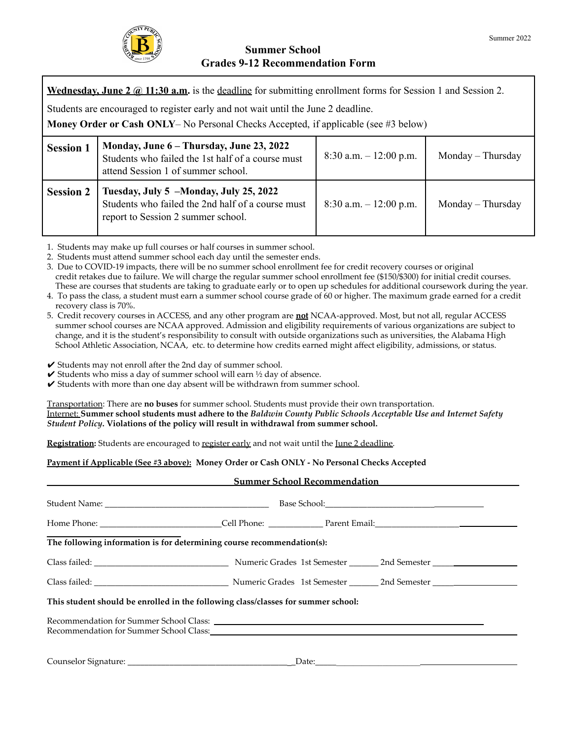Summer 2022

# Summer School
## Grades 9-12 Recommendation Form

**Wednesday, June 2 @ 11:30 a.m.** is the deadline for submitting enrollment forms for Session 1 and Session 2.

Students are encouraged to register early and not wait until the June 2 deadline.

**Money Order or Cash ONLY**– No Personal Checks Accepted, if applicable (see #3 below)

| | | | |
|---|---|---|---|
| **Session 1** | **Monday, June 6 – Thursday, June 23, 2022** Students who failed the 1st half of a course must attend Session 1 of summer school. | 8:30 a.m. – 12:00 p.m. | Monday – Thursday |
| **Session 2** | **Tuesday, July 5 –Monday, July 25, 2022** Students who failed the 2nd half of a course must report to Session 2 summer school. | 8:30 a.m. – 12:00 p.m. | Monday – Thursday |

1. Students may make up full courses or half courses in summer school.
2. Students must attend summer school each day until the semester ends.
3. Due to COVID-19 impacts, there will be no summer school enrollment fee for credit recovery courses or original credit retakes due to failure. We will charge the regular summer school enrollment fee ($150/$300) for initial credit courses. These are courses that students are taking to graduate early or to open up schedules for additional coursework during the year.
4. To pass the class, a student must earn a summer school course grade of 60 or higher. The maximum grade earned for a credit recovery class is 70%.
5. Credit recovery courses in ACCESS, and any other program are **not** NCAA-approved. Most, but not all, regular ACCESS summer school courses are NCAA approved. Admission and eligibility requirements of various organizations are subject to change, and it is the student's responsibility to consult with outside organizations such as universities, the Alabama High School Athletic Association, NCAA, etc. to determine how credits earned might affect eligibility, admissions, or status.

✔ Students may not enroll after the 2nd day of summer school.
✔ Students who miss a day of summer school will earn ½ day of absence.
✔ Students with more than one day absent will be withdrawn from summer school.

Transportation: There are **no buses** for summer school. Students must provide their own transportation.
Internet: **Summer school students must adhere to the *Baldwin County Public Schools Acceptable Use and Internet Safety Student Policy*. Violations of the policy will result in withdrawal from summer school.**

**Registration:** Students are encouraged to register early and not wait until the June 2 deadline.

**Payment if Applicable (See #3 above): Money Order or Cash ONLY - No Personal Checks Accepted**

**Summer School Recommendation**

Student Name: ______________________ Base School: ______________________

Home Phone: ______________________ Cell Phone: ____________ Parent Email: ______________________

**The following information is for determining course recommendation(s):**

Class failed: ______________________ Numeric Grades 1st Semester _______ 2nd Semester _______

Class failed: ______________________ Numeric Grades 1st Semester _______ 2nd Semester _______

**This student should be enrolled in the following class/classes for summer school:**

Recommendation for Summer School Class: ______________________
Recommendation for Summer School Class: ______________________

Counselor Signature: ______________________ Date: ______________________